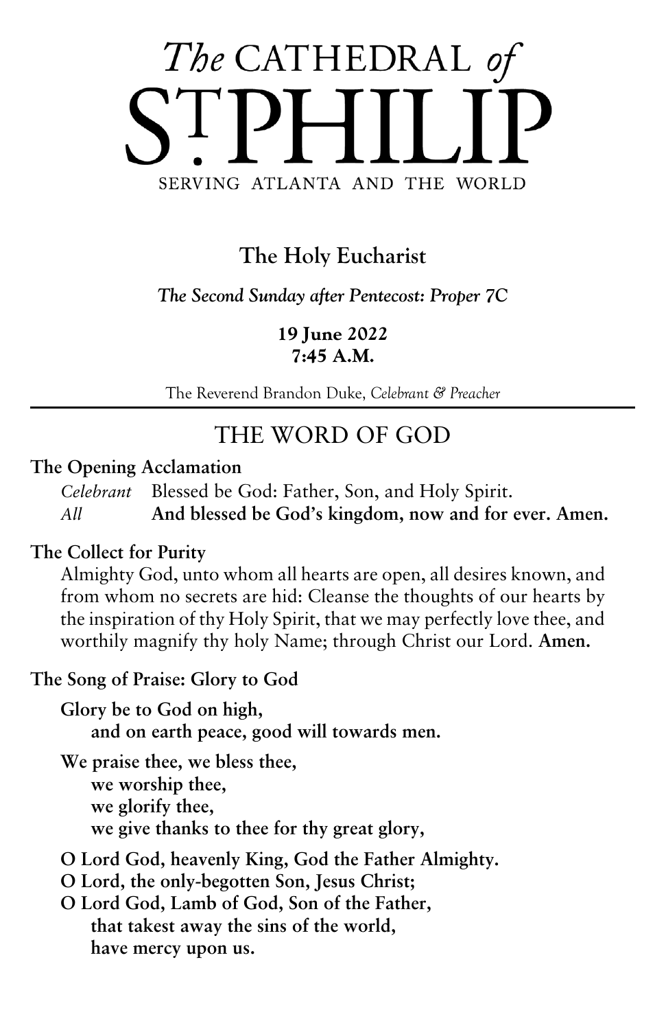# *The* CATHEDRAL *of* ST. PHILIP

SERVING ATLANTA AND THE WORLD

## The Holy Eucharist

***The Second Sunday after Pentecost: Proper 7C***

**19 June 2022**
**7:45 A.M.**

The Reverend Brandon Duke, *Celebrant & Preacher*

---

## THE WORD OF GOD

### The Opening Acclamation

*Celebrant* Blessed be God: Father, Son, and Holy Spirit.
*All* **And blessed be God's kingdom, now and for ever. Amen.**

### The Collect for Purity

Almighty God, unto whom all hearts are open, all desires known, and from whom no secrets are hid: Cleanse the thoughts of our hearts by the inspiration of thy Holy Spirit, that we may perfectly love thee, and worthily magnify thy holy Name; through Christ our Lord. **Amen.**

### The Song of Praise: Glory to God

**Glory be to God on high,**
**and on earth peace, good will towards men.**

**We praise thee, we bless thee,**
**we worship thee,**
**we glorify thee,**
**we give thanks to thee for thy great glory,**

**O Lord God, heavenly King, God the Father Almighty.**
**O Lord, the only-begotten Son, Jesus Christ;**
**O Lord God, Lamb of God, Son of the Father,**
**that takest away the sins of the world,**
**have mercy upon us.**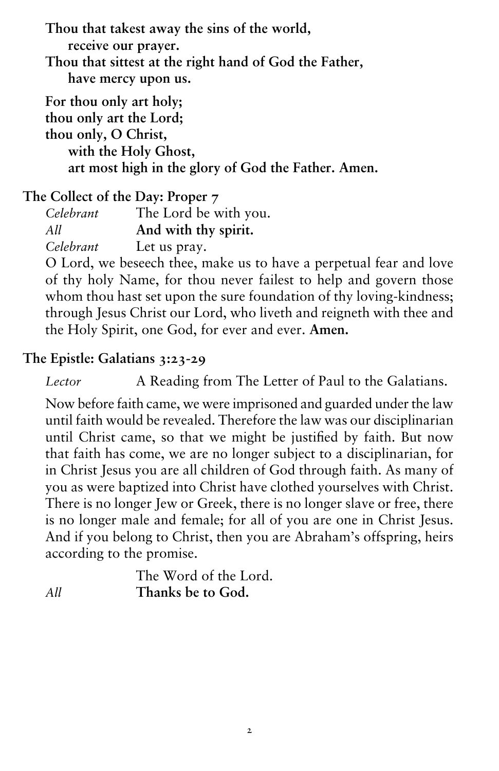**Thou that takest away the sins of the world,**
**receive our prayer.**
**Thou that sittest at the right hand of God the Father,**
**have mercy upon us.**

**For thou only art holy;**
**thou only art the Lord;**
**thou only, O Christ,**
**with the Holy Ghost,**
**art most high in the glory of God the Father. Amen.**

## The Collect of the Day: Proper 7

*Celebrant* The Lord be with you.
*All* **And with thy spirit.**
*Celebrant* Let us pray.

O Lord, we beseech thee, make us to have a perpetual fear and love of thy holy Name, for thou never failest to help and govern those whom thou hast set upon the sure foundation of thy loving-kindness; through Jesus Christ our Lord, who liveth and reigneth with thee and the Holy Spirit, one God, for ever and ever. **Amen.**

## The Epistle: Galatians 3:23-29

*Lector* A Reading from The Letter of Paul to the Galatians.

Now before faith came, we were imprisoned and guarded under the law until faith would be revealed. Therefore the law was our disciplinarian until Christ came, so that we might be justified by faith. But now that faith has come, we are no longer subject to a disciplinarian, for in Christ Jesus you are all children of God through faith. As many of you as were baptized into Christ have clothed yourselves with Christ. There is no longer Jew or Greek, there is no longer slave or free, there is no longer male and female; for all of you are one in Christ Jesus. And if you belong to Christ, then you are Abraham's offspring, heirs according to the promise.

The Word of the Lord.
*All* **Thanks be to God.**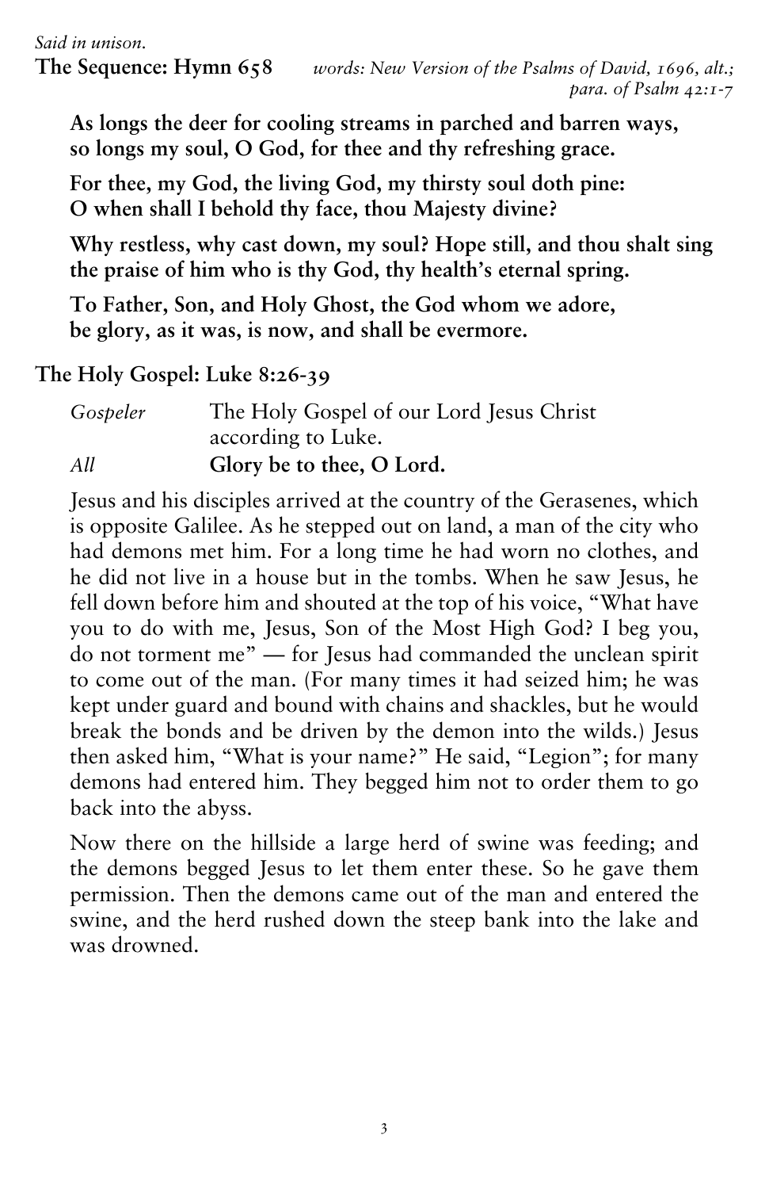*Said in unison.*

**The Sequence: Hymn 658** *words: New Version of the Psalms of David, 1696, alt.; para. of Psalm 42:1-7*

**As longs the deer for cooling streams in parched and barren ways, so longs my soul, O God, for thee and thy refreshing grace.**

**For thee, my God, the living God, my thirsty soul doth pine: O when shall I behold thy face, thou Majesty divine?**

**Why restless, why cast down, my soul? Hope still, and thou shalt sing the praise of him who is thy God, thy health's eternal spring.**

**To Father, Son, and Holy Ghost, the God whom we adore, be glory, as it was, is now, and shall be evermore.**

**The Holy Gospel: Luke 8:26-39**

*Gospeler* The Holy Gospel of our Lord Jesus Christ according to Luke.

*All* **Glory be to thee, O Lord.**

Jesus and his disciples arrived at the country of the Gerasenes, which is opposite Galilee. As he stepped out on land, a man of the city who had demons met him. For a long time he had worn no clothes, and he did not live in a house but in the tombs. When he saw Jesus, he fell down before him and shouted at the top of his voice, "What have you to do with me, Jesus, Son of the Most High God? I beg you, do not torment me" — for Jesus had commanded the unclean spirit to come out of the man. (For many times it had seized him; he was kept under guard and bound with chains and shackles, but he would break the bonds and be driven by the demon into the wilds.) Jesus then asked him, "What is your name?" He said, "Legion"; for many demons had entered him. They begged him not to order them to go back into the abyss.

Now there on the hillside a large herd of swine was feeding; and the demons begged Jesus to let them enter these. So he gave them permission. Then the demons came out of the man and entered the swine, and the herd rushed down the steep bank into the lake and was drowned.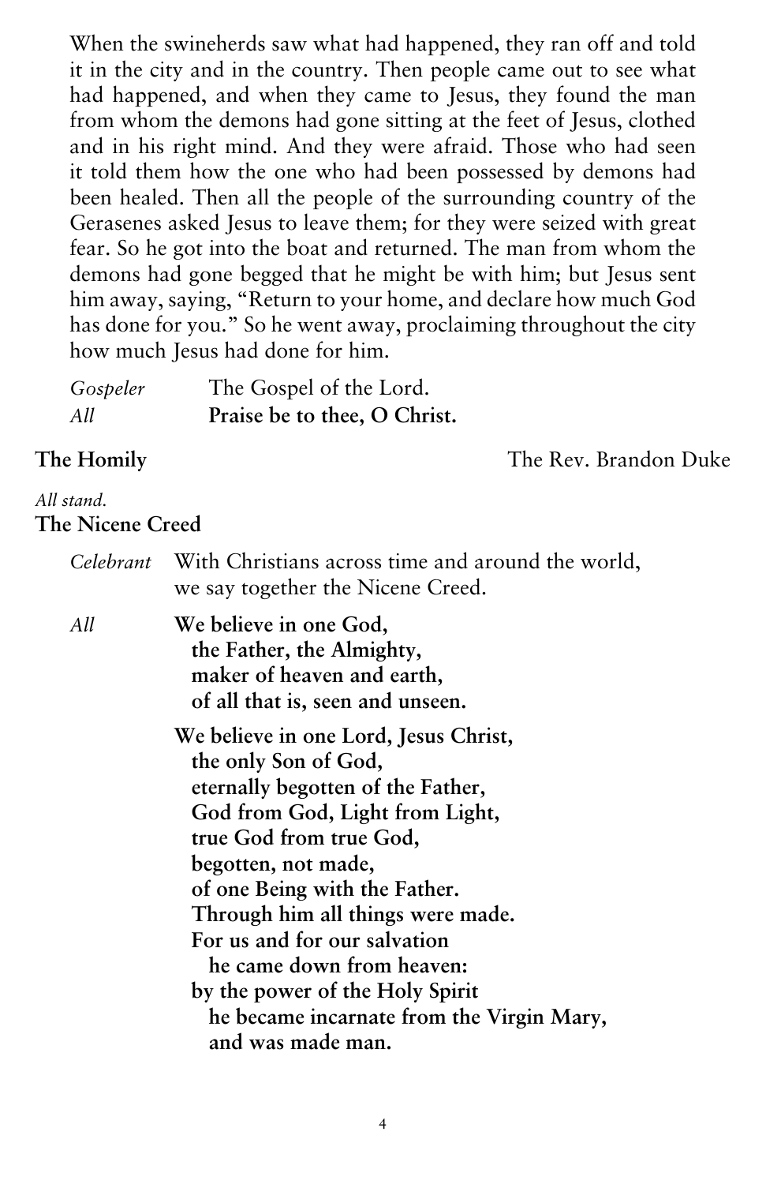When the swineherds saw what had happened, they ran off and told it in the city and in the country. Then people came out to see what had happened, and when they came to Jesus, they found the man from whom the demons had gone sitting at the feet of Jesus, clothed and in his right mind. And they were afraid. Those who had seen it told them how the one who had been possessed by demons had been healed. Then all the people of the surrounding country of the Gerasenes asked Jesus to leave them; for they were seized with great fear. So he got into the boat and returned. The man from whom the demons had gone begged that he might be with him; but Jesus sent him away, saying, "Return to your home, and declare how much God has done for you." So he went away, proclaiming throughout the city how much Jesus had done for him.

*Gospeler* The Gospel of the Lord.
*All* **Praise be to thee, O Christ.**

**The Homily** The Rev. Brandon Duke

*All stand.*

**The Nicene Creed**

*Celebrant* With Christians across time and around the world, we say together the Nicene Creed.

*All* **We believe in one God,**
**the Father, the Almighty,**
**maker of heaven and earth,**
**of all that is, seen and unseen.**

**We believe in one Lord, Jesus Christ,**
**the only Son of God,**
**eternally begotten of the Father,**
**God from God, Light from Light,**
**true God from true God,**
**begotten, not made,**
**of one Being with the Father.**
**Through him all things were made.**
**For us and for our salvation**
**he came down from heaven:**
**by the power of the Holy Spirit**
**he became incarnate from the Virgin Mary,**
**and was made man.**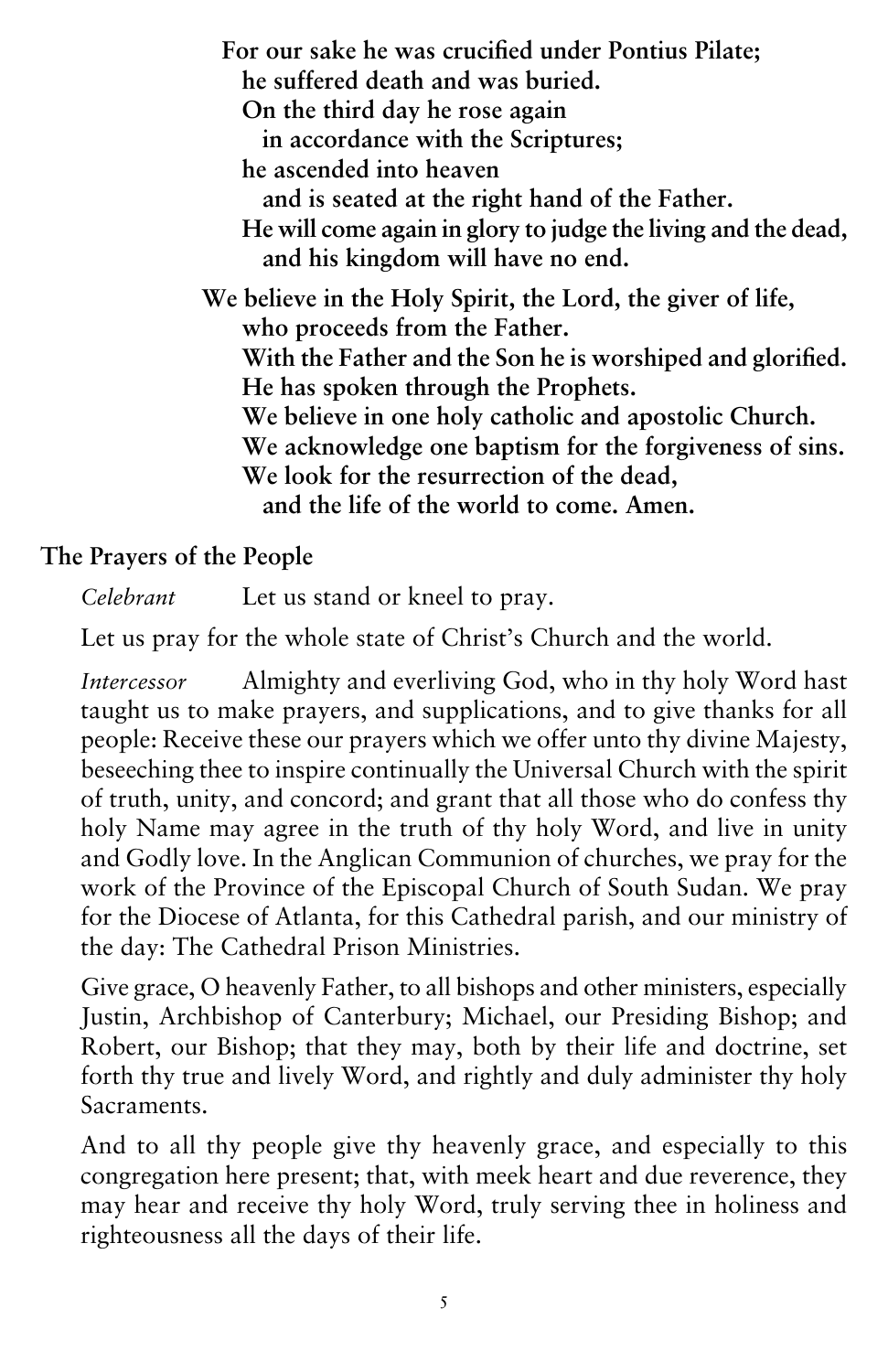**For our sake he was crucified under Pontius Pilate;**
**he suffered death and was buried.**
**On the third day he rose again**
**in accordance with the Scriptures;**
**he ascended into heaven**
**and is seated at the right hand of the Father.**
**He will come again in glory to judge the living and the dead,**
**and his kingdom will have no end.**

**We believe in the Holy Spirit, the Lord, the giver of life,**
**who proceeds from the Father.**
**With the Father and the Son he is worshiped and glorified.**
**He has spoken through the Prophets.**
**We believe in one holy catholic and apostolic Church.**
**We acknowledge one baptism for the forgiveness of sins.**
**We look for the resurrection of the dead,**
**and the life of the world to come. Amen.**

## The Prayers of the People

*Celebrant* Let us stand or kneel to pray.

Let us pray for the whole state of Christ's Church and the world.

*Intercessor* Almighty and everliving God, who in thy holy Word hast taught us to make prayers, and supplications, and to give thanks for all people: Receive these our prayers which we offer unto thy divine Majesty, beseeching thee to inspire continually the Universal Church with the spirit of truth, unity, and concord; and grant that all those who do confess thy holy Name may agree in the truth of thy holy Word, and live in unity and Godly love. In the Anglican Communion of churches, we pray for the work of the Province of the Episcopal Church of South Sudan. We pray for the Diocese of Atlanta, for this Cathedral parish, and our ministry of the day: The Cathedral Prison Ministries.

Give grace, O heavenly Father, to all bishops and other ministers, especially Justin, Archbishop of Canterbury; Michael, our Presiding Bishop; and Robert, our Bishop; that they may, both by their life and doctrine, set forth thy true and lively Word, and rightly and duly administer thy holy Sacraments.

And to all thy people give thy heavenly grace, and especially to this congregation here present; that, with meek heart and due reverence, they may hear and receive thy holy Word, truly serving thee in holiness and righteousness all the days of their life.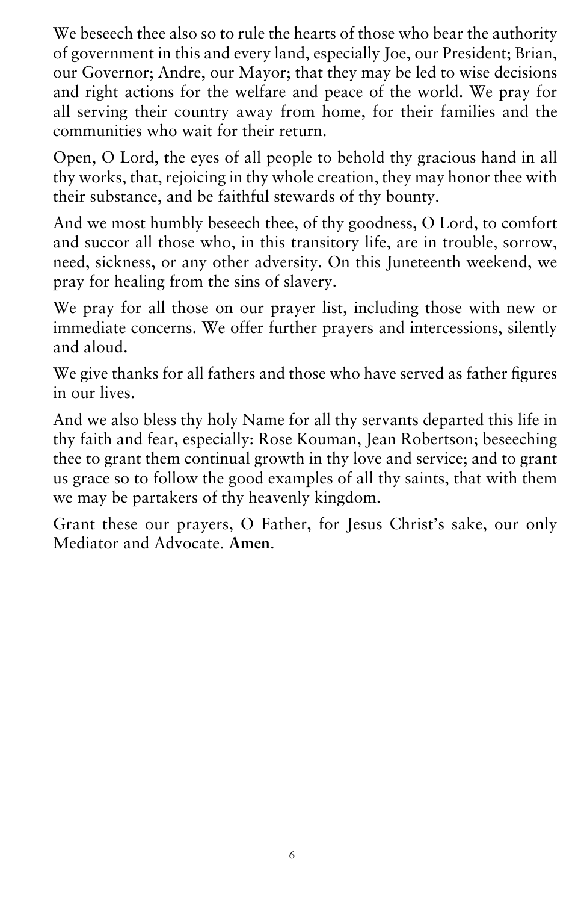We beseech thee also so to rule the hearts of those who bear the authority of government in this and every land, especially Joe, our President; Brian, our Governor; Andre, our Mayor; that they may be led to wise decisions and right actions for the welfare and peace of the world. We pray for all serving their country away from home, for their families and the communities who wait for their return.

Open, O Lord, the eyes of all people to behold thy gracious hand in all thy works, that, rejoicing in thy whole creation, they may honor thee with their substance, and be faithful stewards of thy bounty.

And we most humbly beseech thee, of thy goodness, O Lord, to comfort and succor all those who, in this transitory life, are in trouble, sorrow, need, sickness, or any other adversity. On this Juneteenth weekend, we pray for healing from the sins of slavery.

We pray for all those on our prayer list, including those with new or immediate concerns. We offer further prayers and intercessions, silently and aloud.

We give thanks for all fathers and those who have served as father figures in our lives.

And we also bless thy holy Name for all thy servants departed this life in thy faith and fear, especially: Rose Kouman, Jean Robertson; beseeching thee to grant them continual growth in thy love and service; and to grant us grace so to follow the good examples of all thy saints, that with them we may be partakers of thy heavenly kingdom.

Grant these our prayers, O Father, for Jesus Christ's sake, our only Mediator and Advocate. **Amen**.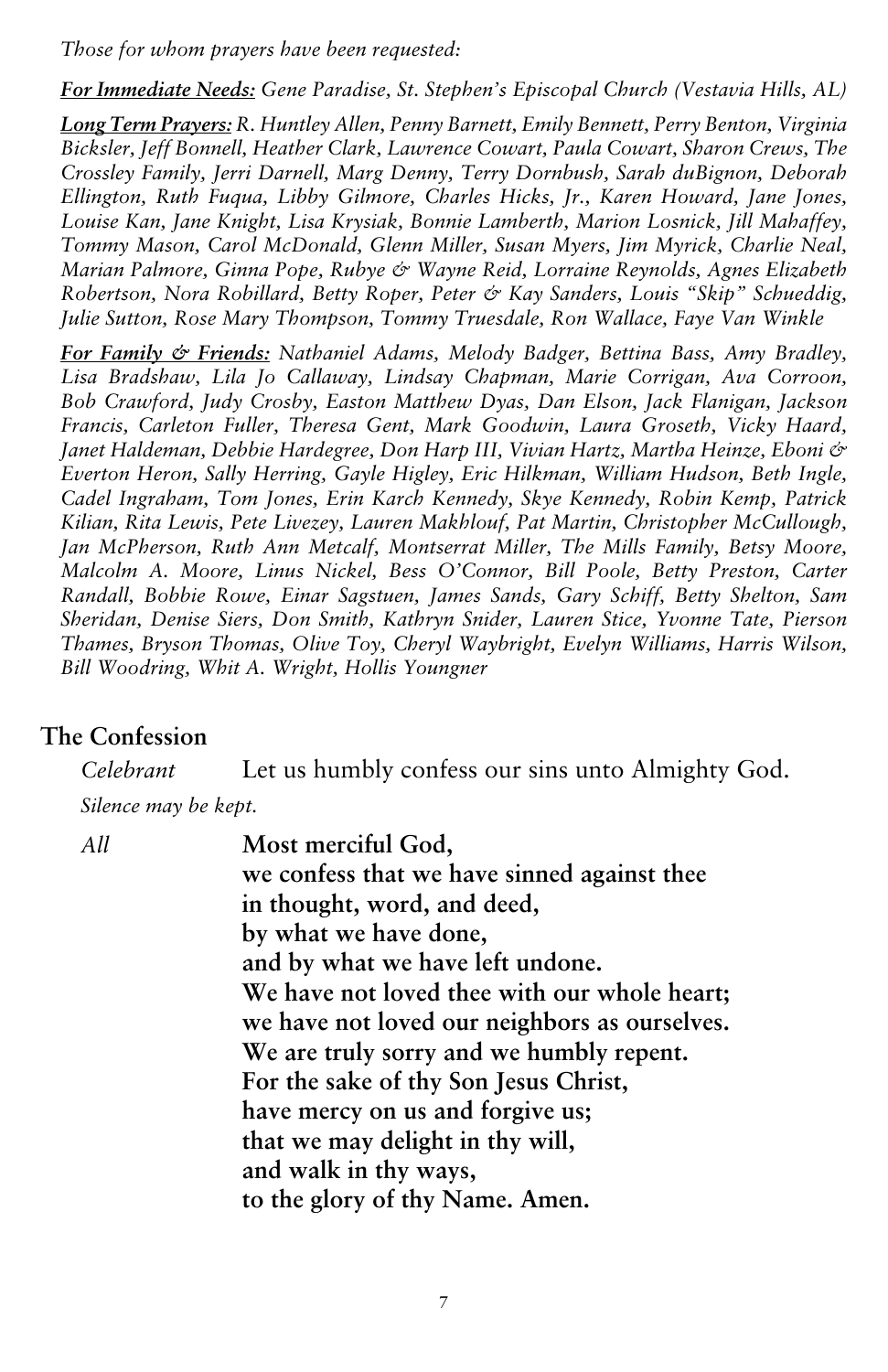*Those for whom prayers have been requested:*

***For Immediate Needs:*** *Gene Paradise, St. Stephen's Episcopal Church (Vestavia Hills, AL)*

***Long Term Prayers:*** *R. Huntley Allen, Penny Barnett, Emily Bennett, Perry Benton, Virginia Bicksler, Jeff Bonnell, Heather Clark, Lawrence Cowart, Paula Cowart, Sharon Crews, The Crossley Family, Jerri Darnell, Marg Denny, Terry Dornbush, Sarah duBignon, Deborah Ellington, Ruth Fuqua, Libby Gilmore, Charles Hicks, Jr., Karen Howard, Jane Jones, Louise Kan, Jane Knight, Lisa Krysiak, Bonnie Lamberth, Marion Losnick, Jill Mahaffey, Tommy Mason, Carol McDonald, Glenn Miller, Susan Myers, Jim Myrick, Charlie Neal, Marian Palmore, Ginna Pope, Rubye & Wayne Reid, Lorraine Reynolds, Agnes Elizabeth Robertson, Nora Robillard, Betty Roper, Peter & Kay Sanders, Louis "Skip" Schueddig, Julie Sutton, Rose Mary Thompson, Tommy Truesdale, Ron Wallace, Faye Van Winkle*

***For Family & Friends:*** *Nathaniel Adams, Melody Badger, Bettina Bass, Amy Bradley, Lisa Bradshaw, Lila Jo Callaway, Lindsay Chapman, Marie Corrigan, Ava Corroon, Bob Crawford, Judy Crosby, Easton Matthew Dyas, Dan Elson, Jack Flanigan, Jackson Francis, Carleton Fuller, Theresa Gent, Mark Goodwin, Laura Groseth, Vicky Haard, Janet Haldeman, Debbie Hardegree, Don Harp III, Vivian Hartz, Martha Heinze, Eboni & Everton Heron, Sally Herring, Gayle Higley, Eric Hilkman, William Hudson, Beth Ingle, Cadel Ingraham, Tom Jones, Erin Karch Kennedy, Skye Kennedy, Robin Kemp, Patrick Kilian, Rita Lewis, Pete Livezey, Lauren Makhlouf, Pat Martin, Christopher McCullough, Jan McPherson, Ruth Ann Metcalf, Montserrat Miller, The Mills Family, Betsy Moore, Malcolm A. Moore, Linus Nickel, Bess O'Connor, Bill Poole, Betty Preston, Carter Randall, Bobbie Rowe, Einar Sagstuen, James Sands, Gary Schiff, Betty Shelton, Sam Sheridan, Denise Siers, Don Smith, Kathryn Snider, Lauren Stice, Yvonne Tate, Pierson Thames, Bryson Thomas, Olive Toy, Cheryl Waybright, Evelyn Williams, Harris Wilson, Bill Woodring, Whit A. Wright, Hollis Youngner*

## The Confession

*Celebrant* Let us humbly confess our sins unto Almighty God.

*Silence may be kept.*

*All* **Most merciful God,**
**we confess that we have sinned against thee**
**in thought, word, and deed,**
**by what we have done,**
**and by what we have left undone.**
**We have not loved thee with our whole heart;**
**we have not loved our neighbors as ourselves.**
**We are truly sorry and we humbly repent.**
**For the sake of thy Son Jesus Christ,**
**have mercy on us and forgive us;**
**that we may delight in thy will,**
**and walk in thy ways,**
**to the glory of thy Name. Amen.**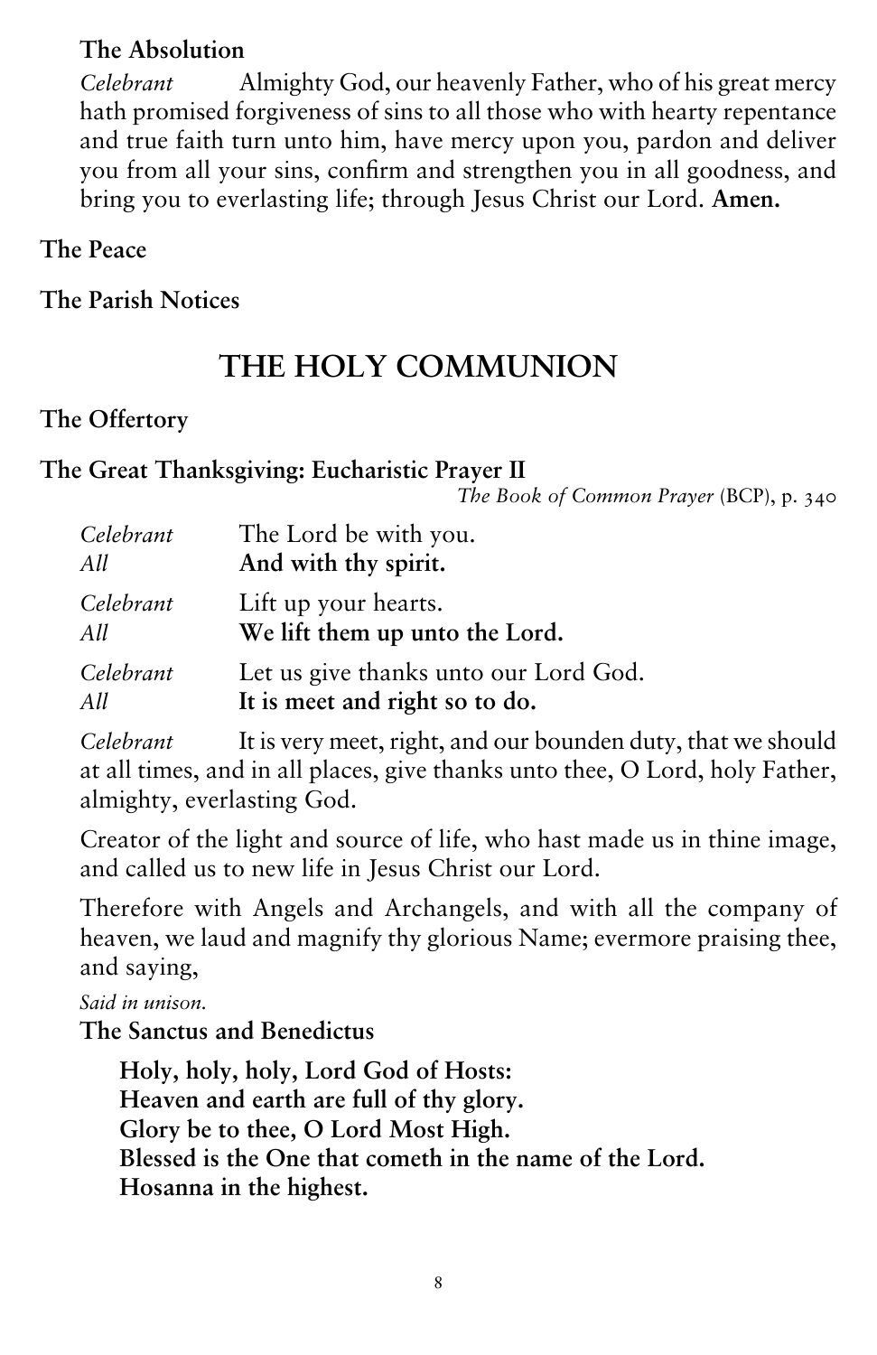### The Absolution

*Celebrant* Almighty God, our heavenly Father, who of his great mercy hath promised forgiveness of sins to all those who with hearty repentance and true faith turn unto him, have mercy upon you, pardon and deliver you from all your sins, confirm and strengthen you in all goodness, and bring you to everlasting life; through Jesus Christ our Lord. **Amen.**

### The Peace

### The Parish Notices

# THE HOLY COMMUNION

### The Offertory

### The Great Thanksgiving: Eucharistic Prayer II

*The Book of Common Prayer* (BCP), p. 340

*Celebrant* The Lord be with you.
*All* **And with thy spirit.**

*Celebrant* Lift up your hearts.
*All* **We lift them up unto the Lord.**

*Celebrant* Let us give thanks unto our Lord God.
*All* **It is meet and right so to do.**

*Celebrant* It is very meet, right, and our bounden duty, that we should at all times, and in all places, give thanks unto thee, O Lord, holy Father, almighty, everlasting God.

Creator of the light and source of life, who hast made us in thine image, and called us to new life in Jesus Christ our Lord.

Therefore with Angels and Archangels, and with all the company of heaven, we laud and magnify thy glorious Name; evermore praising thee, and saying,

*Said in unison.*

**The Sanctus and Benedictus**

**Holy, holy, holy, Lord God of Hosts:**
**Heaven and earth are full of thy glory.**
**Glory be to thee, O Lord Most High.**
**Blessed is the One that cometh in the name of the Lord.**
**Hosanna in the highest.**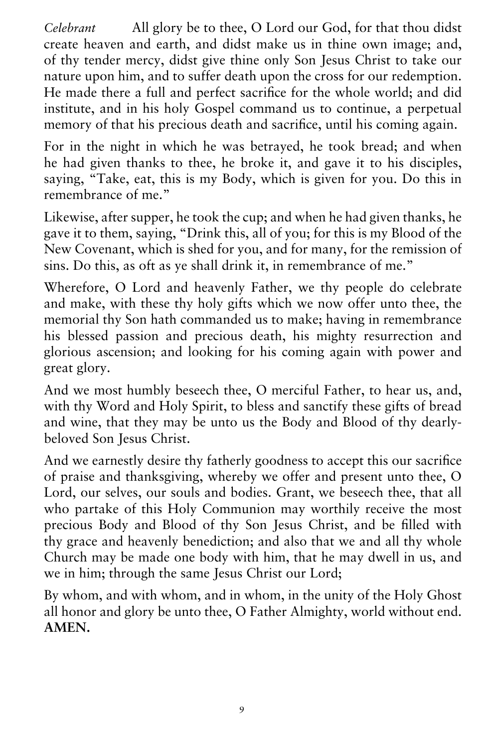*Celebrant* All glory be to thee, O Lord our God, for that thou didst create heaven and earth, and didst make us in thine own image; and, of thy tender mercy, didst give thine only Son Jesus Christ to take our nature upon him, and to suffer death upon the cross for our redemption. He made there a full and perfect sacrifice for the whole world; and did institute, and in his holy Gospel command us to continue, a perpetual memory of that his precious death and sacrifice, until his coming again.

For in the night in which he was betrayed, he took bread; and when he had given thanks to thee, he broke it, and gave it to his disciples, saying, "Take, eat, this is my Body, which is given for you. Do this in remembrance of me."

Likewise, after supper, he took the cup; and when he had given thanks, he gave it to them, saying, "Drink this, all of you; for this is my Blood of the New Covenant, which is shed for you, and for many, for the remission of sins. Do this, as oft as ye shall drink it, in remembrance of me."

Wherefore, O Lord and heavenly Father, we thy people do celebrate and make, with these thy holy gifts which we now offer unto thee, the memorial thy Son hath commanded us to make; having in remembrance his blessed passion and precious death, his mighty resurrection and glorious ascension; and looking for his coming again with power and great glory.

And we most humbly beseech thee, O merciful Father, to hear us, and, with thy Word and Holy Spirit, to bless and sanctify these gifts of bread and wine, that they may be unto us the Body and Blood of thy dearly-beloved Son Jesus Christ.

And we earnestly desire thy fatherly goodness to accept this our sacrifice of praise and thanksgiving, whereby we offer and present unto thee, O Lord, our selves, our souls and bodies. Grant, we beseech thee, that all who partake of this Holy Communion may worthily receive the most precious Body and Blood of thy Son Jesus Christ, and be filled with thy grace and heavenly benediction; and also that we and all thy whole Church may be made one body with him, that he may dwell in us, and we in him; through the same Jesus Christ our Lord;

By whom, and with whom, and in whom, in the unity of the Holy Ghost all honor and glory be unto thee, O Father Almighty, world without end. **AMEN.**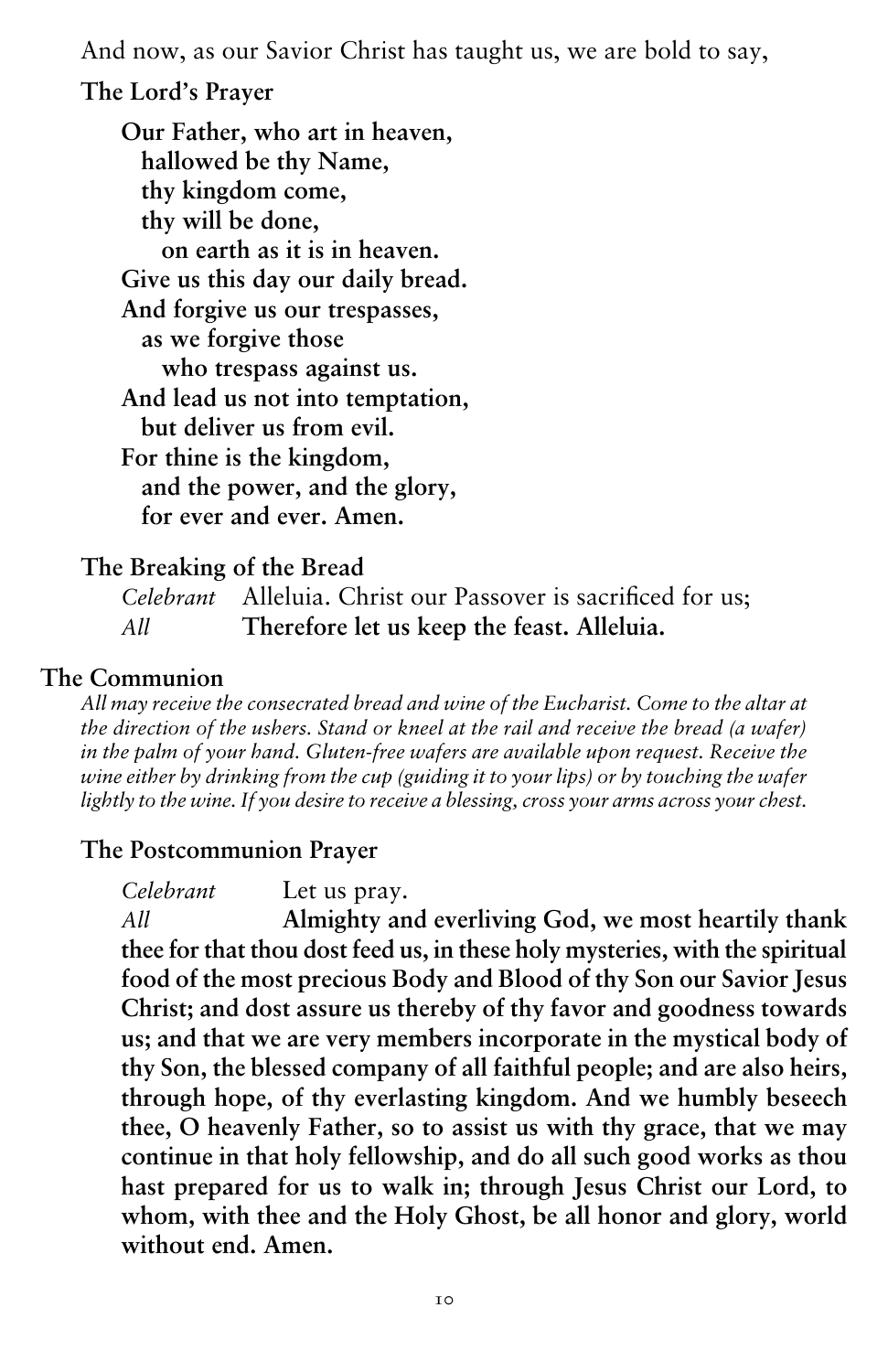And now, as our Savior Christ has taught us, we are bold to say,

### The Lord's Prayer

**Our Father, who art in heaven,**  
**hallowed be thy Name,**  
**thy kingdom come,**  
**thy will be done,**  
**on earth as it is in heaven.**  
**Give us this day our daily bread.**  
**And forgive us our trespasses,**  
**as we forgive those**  
**who trespass against us.**  
**And lead us not into temptation,**  
**but deliver us from evil.**  
**For thine is the kingdom,**  
**and the power, and the glory,**  
**for ever and ever. Amen.**

### The Breaking of the Bread

*Celebrant* Alleluia. Christ our Passover is sacrificed for us;  
*All* **Therefore let us keep the feast. Alleluia.**

## The Communion

*All may receive the consecrated bread and wine of the Eucharist. Come to the altar at the direction of the ushers. Stand or kneel at the rail and receive the bread (a wafer) in the palm of your hand. Gluten-free wafers are available upon request. Receive the wine either by drinking from the cup (guiding it to your lips) or by touching the wafer lightly to the wine. If you desire to receive a blessing, cross your arms across your chest.*

### The Postcommunion Prayer

*Celebrant* Let us pray.  
*All* **Almighty and everliving God, we most heartily thank thee for that thou dost feed us, in these holy mysteries, with the spiritual food of the most precious Body and Blood of thy Son our Savior Jesus Christ; and dost assure us thereby of thy favor and goodness towards us; and that we are very members incorporate in the mystical body of thy Son, the blessed company of all faithful people; and are also heirs, through hope, of thy everlasting kingdom. And we humbly beseech thee, O heavenly Father, so to assist us with thy grace, that we may continue in that holy fellowship, and do all such good works as thou hast prepared for us to walk in; through Jesus Christ our Lord, to whom, with thee and the Holy Ghost, be all honor and glory, world without end. Amen.**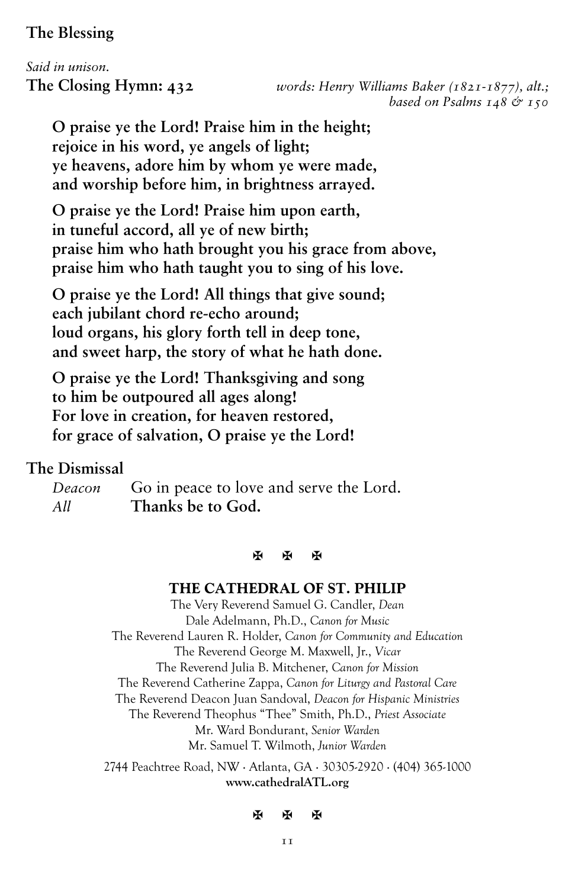## The Blessing

*Said in unison.*

## The Closing Hymn: 432

*words: Henry Williams Baker (1821-1877), alt.; based on Psalms 148 & 150*

**O praise ye the Lord! Praise him in the height;
rejoice in his word, ye angels of light;
ye heavens, adore him by whom ye were made,
and worship before him, in brightness arrayed.**

**O praise ye the Lord! Praise him upon earth,
in tuneful accord, all ye of new birth;
praise him who hath brought you his grace from above,
praise him who hath taught you to sing of his love.**

**O praise ye the Lord! All things that give sound;
each jubilant chord re-echo around;
loud organs, his glory forth tell in deep tone,
and sweet harp, the story of what he hath done.**

**O praise ye the Lord! Thanksgiving and song
to him be outpoured all ages along!
For love in creation, for heaven restored,
for grace of salvation, O praise ye the Lord!**

## The Dismissal

*Deacon* Go in peace to love and serve the Lord.
*All* **Thanks be to God.**

✠ ✠ ✠

**THE CATHEDRAL OF ST. PHILIP**

The Very Reverend Samuel G. Candler, *Dean*
Dale Adelmann, Ph.D., *Canon for Music*
The Reverend Lauren R. Holder, *Canon for Community and Education*
The Reverend George M. Maxwell, Jr., *Vicar*
The Reverend Julia B. Mitchener, *Canon for Mission*
The Reverend Catherine Zappa, *Canon for Liturgy and Pastoral Care*
The Reverend Deacon Juan Sandoval, *Deacon for Hispanic Ministries*
The Reverend Theophus "Thee" Smith, Ph.D., *Priest Associate*
Mr. Ward Bondurant, *Senior Warden*
Mr. Samuel T. Wilmoth, *Junior Warden*

2744 Peachtree Road, NW · Atlanta, GA · 30305-2920 · (404) 365-1000
**www.cathedralATL.org**

✠ ✠ ✠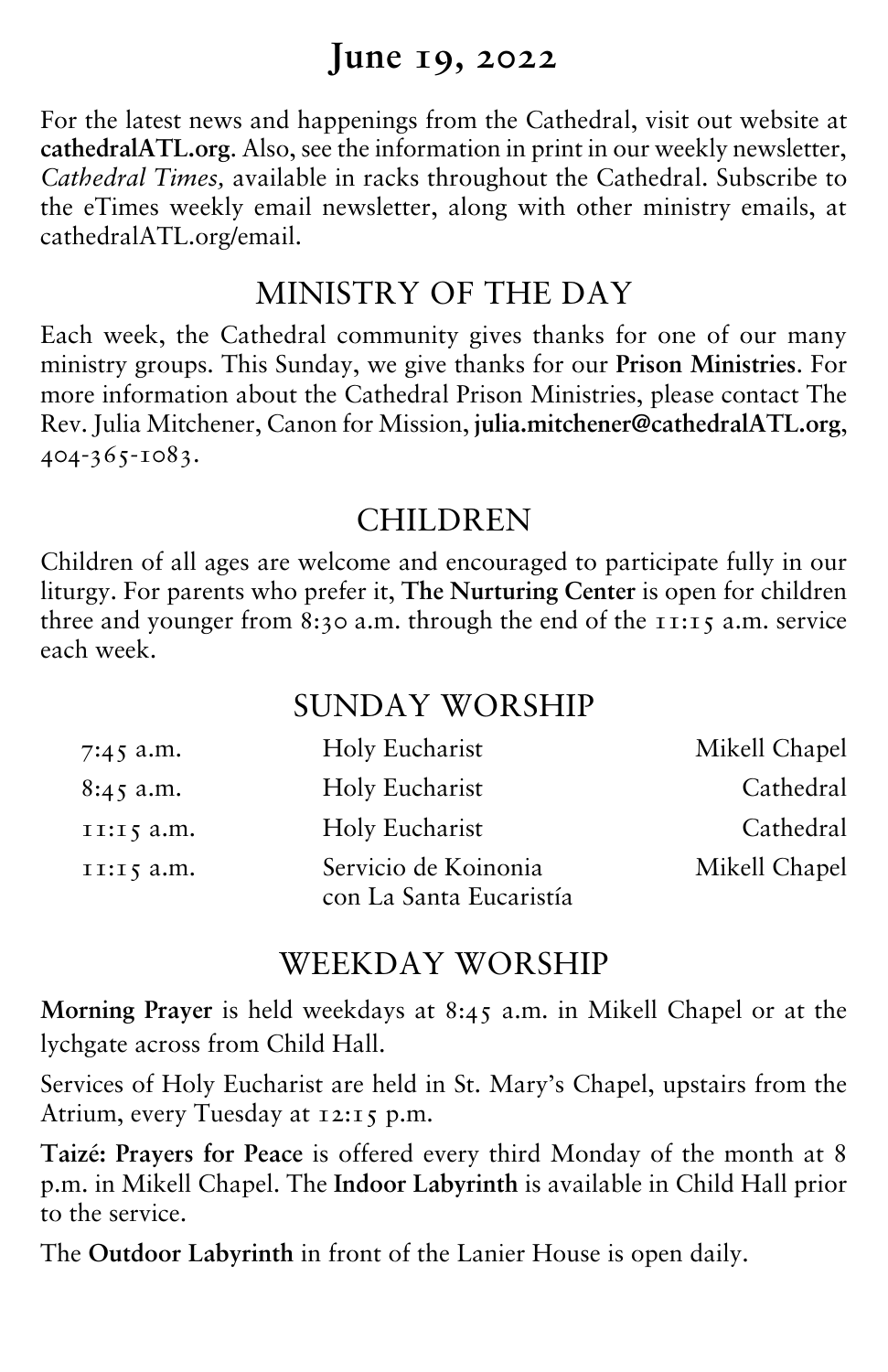# June 19, 2022

For the latest news and happenings from the Cathedral, visit out website at **cathedralATL.org**. Also, see the information in print in our weekly newsletter, *Cathedral Times,* available in racks throughout the Cathedral. Subscribe to the eTimes weekly email newsletter, along with other ministry emails, at cathedralATL.org/email.

## MINISTRY OF THE DAY

Each week, the Cathedral community gives thanks for one of our many ministry groups. This Sunday, we give thanks for our **Prison Ministries**. For more information about the Cathedral Prison Ministries, please contact The Rev. Julia Mitchener, Canon for Mission, **julia.mitchener@cathedralATL.org**, 404-365-1083.

## CHILDREN

Children of all ages are welcome and encouraged to participate fully in our liturgy. For parents who prefer it, **The Nurturing Center** is open for children three and younger from 8:30 a.m. through the end of the 11:15 a.m. service each week.

## SUNDAY WORSHIP

| | | |
|---|---|---|
| 7:45 a.m. | Holy Eucharist | Mikell Chapel |
| 8:45 a.m. | Holy Eucharist | Cathedral |
| 11:15 a.m. | Holy Eucharist | Cathedral |
| 11:15 a.m. | Servicio de Koinonia con La Santa Eucaristía | Mikell Chapel |

## WEEKDAY WORSHIP

**Morning Prayer** is held weekdays at 8:45 a.m. in Mikell Chapel or at the lychgate across from Child Hall.

Services of Holy Eucharist are held in St. Mary's Chapel, upstairs from the Atrium, every Tuesday at 12:15 p.m.

**Taizé: Prayers for Peace** is offered every third Monday of the month at 8 p.m. in Mikell Chapel. The **Indoor Labyrinth** is available in Child Hall prior to the service.

The **Outdoor Labyrinth** in front of the Lanier House is open daily.